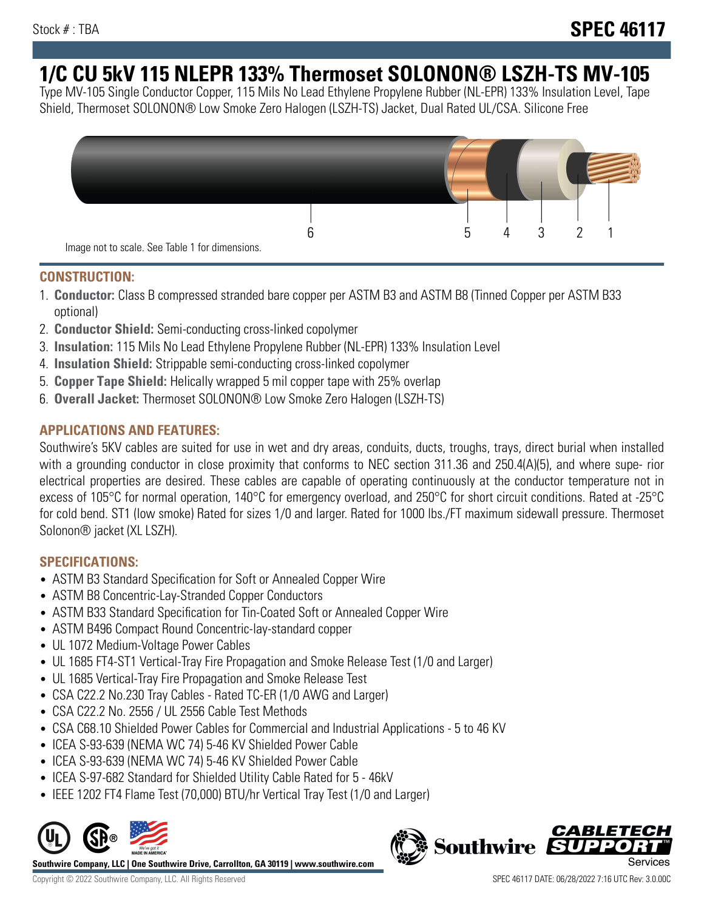Stock # : TBA

# SPEC 46117

# 1/C CU 5kV 115 NLEPR 133% Thermoset SOLONON® LSZH-TS MV-105

Type MV-105 Single Conductor Copper, 115 Mils No Lead Ethylene Propylene Rubber (NL-EPR) 133% Insulation Level, Tape Shield, Thermoset SOLONON® Low Smoke Zero Halogen (LSZH-TS) Jacket, Dual Rated UL/CSA. Silicone Free

6 5 4 3 2 1

Image not to scale. See Table 1 for dimensions.

## CONSTRUCTION:

1. **Conductor:** Class B compressed stranded bare copper per ASTM B3 and ASTM B8 (Tinned Copper per ASTM B33 optional)
2. **Conductor Shield:** Semi-conducting cross-linked copolymer
3. **Insulation:** 115 Mils No Lead Ethylene Propylene Rubber (NL-EPR) 133% Insulation Level
4. **Insulation Shield:** Strippable semi-conducting cross-linked copolymer
5. **Copper Tape Shield:** Helically wrapped 5 mil copper tape with 25% overlap
6. **Overall Jacket:** Thermoset SOLONON® Low Smoke Zero Halogen (LSZH-TS)

## APPLICATIONS AND FEATURES:

Southwire's 5KV cables are suited for use in wet and dry areas, conduits, ducts, troughs, trays, direct burial when installed with a grounding conductor in close proximity that conforms to NEC section 311.36 and 250.4(A)(5), and where supe- rior electrical properties are desired. These cables are capable of operating continuously at the conductor temperature not in excess of 105°C for normal operation, 140°C for emergency overload, and 250°C for short circuit conditions. Rated at -25°C for cold bend. ST1 (low smoke) Rated for sizes 1/0 and larger. Rated for 1000 lbs./FT maximum sidewall pressure. Thermoset Solonon® jacket (XL LSZH).

## SPECIFICATIONS:

- ASTM B3 Standard Specification for Soft or Annealed Copper Wire
- ASTM B8 Concentric-Lay-Stranded Copper Conductors
- ASTM B33 Standard Specification for Tin-Coated Soft or Annealed Copper Wire
- ASTM B496 Compact Round Concentric-lay-standard copper
- UL 1072 Medium-Voltage Power Cables
- UL 1685 FT4-ST1 Vertical-Tray Fire Propagation and Smoke Release Test (1/0 and Larger)
- UL 1685 Vertical-Tray Fire Propagation and Smoke Release Test
- CSA C22.2 No.230 Tray Cables - Rated TC-ER (1/0 AWG and Larger)
- CSA C22.2 No. 2556 / UL 2556 Cable Test Methods
- CSA C68.10 Shielded Power Cables for Commercial and Industrial Applications - 5 to 46 KV
- ICEA S-93-639 (NEMA WC 74) 5-46 KV Shielded Power Cable
- ICEA S-93-639 (NEMA WC 74) 5-46 KV Shielded Power Cable
- ICEA S-97-682 Standard for Shielded Utility Cable Rated for 5 - 46kV
- IEEE 1202 FT4 Flame Test (70,000) BTU/hr Vertical Tray Test (1/0 and Larger)

**Southwire Company, LLC | One Southwire Drive, Carrollton, GA 30119 | www.southwire.com**

Copyright © 2022 Southwire Company, LLC. All Rights Reserved

SPEC 46117 DATE: 06/28/2022 7:16 UTC Rev: 3.0.00C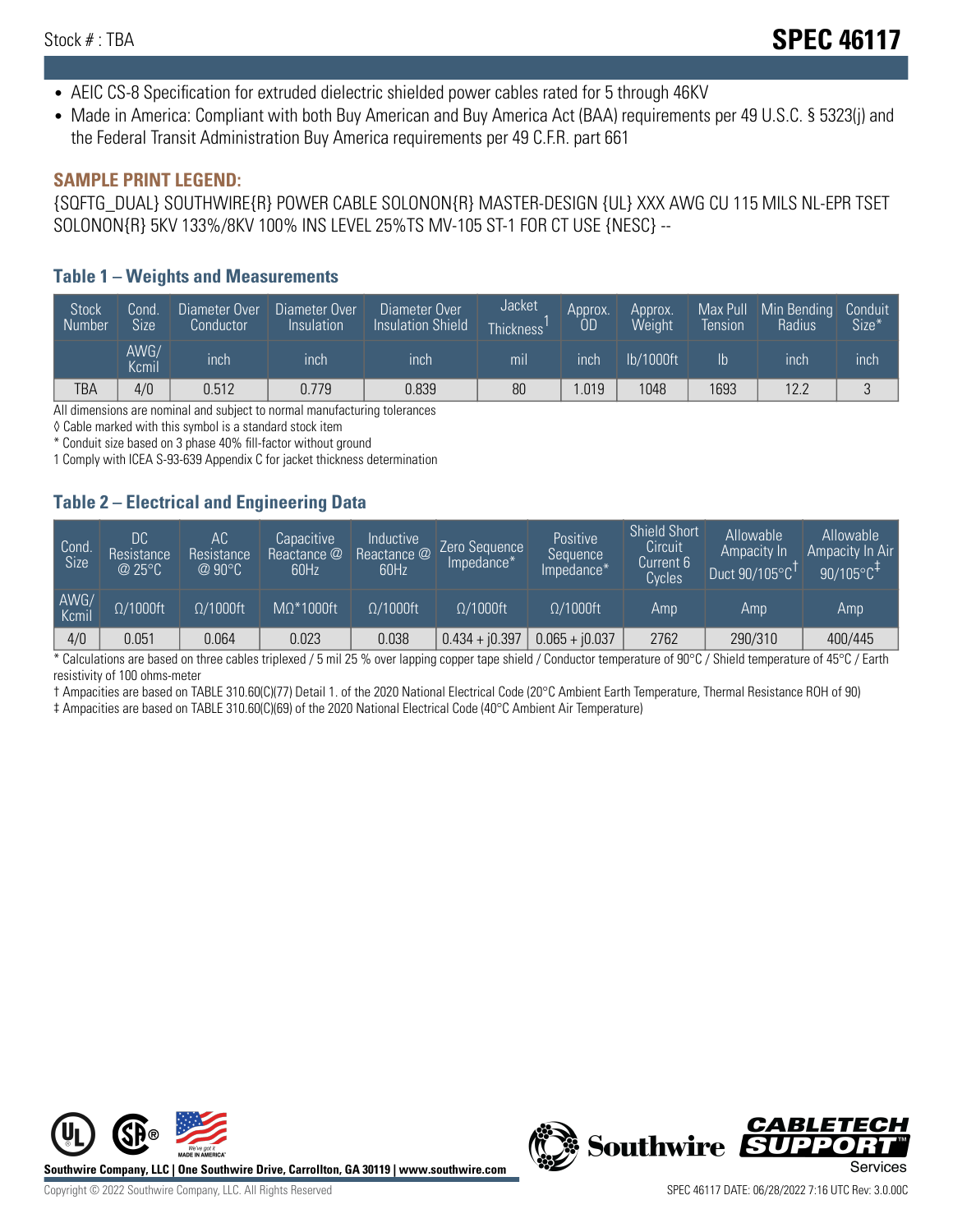Stock # : TBA

# SPEC 46117

- AEIC CS-8 Specification for extruded dielectric shielded power cables rated for 5 through 46KV
- Made in America: Compliant with both Buy American and Buy America Act (BAA) requirements per 49 U.S.C. § 5323(j) and the Federal Transit Administration Buy America requirements per 49 C.F.R. part 661

## SAMPLE PRINT LEGEND:

{SQFTG_DUAL} SOUTHWIRE{R} POWER CABLE SOLONON{R} MASTER-DESIGN {UL} XXX AWG CU 115 MILS NL-EPR TSET SOLONON{R} 5KV 133%/8KV 100% INS LEVEL 25%TS MV-105 ST-1 FOR CT USE {NESC} --

### Table 1 – Weights and Measurements

| Stock Number | Cond. Size | Diameter Over Conductor | Diameter Over Insulation | Diameter Over Insulation Shield | Jacket Thickness[1] | Approx. OD | Approx. Weight | Max Pull Tension | Min Bending Radius | Conduit Size* |
|---|---|---|---|---|---|---|---|---|---|---|
| | AWG/ Kcmil | inch | inch | inch | mil | inch | lb/1000ft | lb | inch | inch |
| TBA | 4/0 | 0.512 | 0.779 | 0.839 | 80 | 1.019 | 1048 | 1693 | 12.2 | 3 |

All dimensions are nominal and subject to normal manufacturing tolerances

◊ Cable marked with this symbol is a standard stock item

* Conduit size based on 3 phase 40% fill-factor without ground

1 Comply with ICEA S-93-639 Appendix C for jacket thickness determination

### Table 2 – Electrical and Engineering Data

| Cond. Size | DC Resistance @ 25°C | AC Resistance @ 90°C | Capacitive Reactance @ 60Hz | Inductive Reactance @ 60Hz | Zero Sequence Impedance* | Positive Sequence Impedance* | Shield Short Circuit Current 6 Cycles | Allowable Ampacity In Duct 90/105°C† | Allowable Ampacity In Air 90/105°C‡ |
|---|---|---|---|---|---|---|---|---|---|
| AWG/ Kcmil | Ω/1000ft | Ω/1000ft | MΩ*1000ft | Ω/1000ft | Ω/1000ft | Ω/1000ft | Amp | Amp | Amp |
| 4/0 | 0.051 | 0.064 | 0.023 | 0.038 | 0.434 + j0.397 | 0.065 + j0.037 | 2762 | 290/310 | 400/445 |

* Calculations are based on three cables triplexed / 5 mil 25 % over lapping copper tape shield / Conductor temperature of 90°C / Shield temperature of 45°C / Earth resistivity of 100 ohms-meter

† Ampacities are based on TABLE 310.60(C)(77) Detail 1. of the 2020 National Electrical Code (20°C Ambient Earth Temperature, Thermal Resistance ROH of 90)

‡ Ampacities are based on TABLE 310.60(C)(69) of the 2020 National Electrical Code (40°C Ambient Air Temperature)

Southwire Company, LLC | One Southwire Drive, Carrollton, GA 30119 | www.southwire.com

Copyright © 2022 Southwire Company, LLC. All Rights Reserved

SPEC 46117 DATE: 06/28/2022 7:16 UTC Rev: 3.0.00C